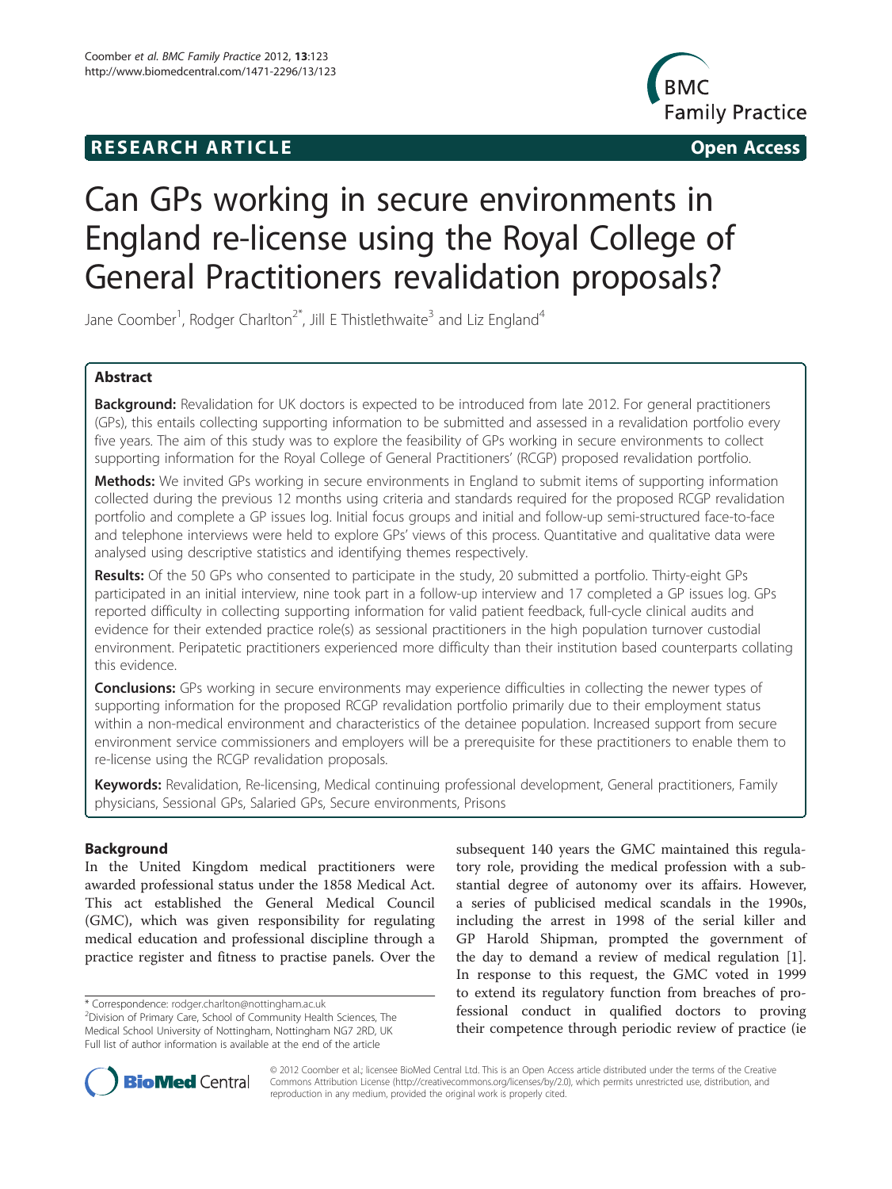RESEARCH ARTICLE Open Access

# Can GPs working in secure environments in England re-license using the Royal College of General Practitioners revalidation proposals?

Jane Coomber[1], Rodger Charlton[2*], Jill E Thistlethwaite[3] and Liz England[4]

## Abstract

**Background:** Revalidation for UK doctors is expected to be introduced from late 2012. For general practitioners (GPs), this entails collecting supporting information to be submitted and assessed in a revalidation portfolio every five years. The aim of this study was to explore the feasibility of GPs working in secure environments to collect supporting information for the Royal College of General Practitioners' (RCGP) proposed revalidation portfolio.

**Methods:** We invited GPs working in secure environments in England to submit items of supporting information collected during the previous 12 months using criteria and standards required for the proposed RCGP revalidation portfolio and complete a GP issues log. Initial focus groups and initial and follow-up semi-structured face-to-face and telephone interviews were held to explore GPs' views of this process. Quantitative and qualitative data were analysed using descriptive statistics and identifying themes respectively.

**Results:** Of the 50 GPs who consented to participate in the study, 20 submitted a portfolio. Thirty-eight GPs participated in an initial interview, nine took part in a follow-up interview and 17 completed a GP issues log. GPs reported difficulty in collecting supporting information for valid patient feedback, full-cycle clinical audits and evidence for their extended practice role(s) as sessional practitioners in the high population turnover custodial environment. Peripatetic practitioners experienced more difficulty than their institution based counterparts collating this evidence.

**Conclusions:** GPs working in secure environments may experience difficulties in collecting the newer types of supporting information for the proposed RCGP revalidation portfolio primarily due to their employment status within a non-medical environment and characteristics of the detainee population. Increased support from secure environment service commissioners and employers will be a prerequisite for these practitioners to enable them to re-license using the RCGP revalidation proposals.

**Keywords:** Revalidation, Re-licensing, Medical continuing professional development, General practitioners, Family physicians, Sessional GPs, Salaried GPs, Secure environments, Prisons

## Background

In the United Kingdom medical practitioners were awarded professional status under the 1858 Medical Act. This act established the General Medical Council (GMC), which was given responsibility for regulating medical education and professional discipline through a practice register and fitness to practise panels. Over the subsequent 140 years the GMC maintained this regulatory role, providing the medical profession with a substantial degree of autonomy over its affairs. However, a series of publicised medical scandals in the 1990s, including the arrest in 1998 of the serial killer and GP Harold Shipman, prompted the government of the day to demand a review of medical regulation [1]. In response to this request, the GMC voted in 1999 to extend its regulatory function from breaches of professional conduct in qualified doctors to proving their competence through periodic review of practice (ie

\* Correspondence: rodger.charlton@nottingham.ac.uk
[2]Division of Primary Care, School of Community Health Sciences, The Medical School University of Nottingham, Nottingham NG7 2RD, UK
Full list of author information is available at the end of the article

© 2012 Coomber et al.; licensee BioMed Central Ltd. This is an Open Access article distributed under the terms of the Creative Commons Attribution License (http://creativecommons.org/licenses/by/2.0), which permits unrestricted use, distribution, and reproduction in any medium, provided the original work is properly cited.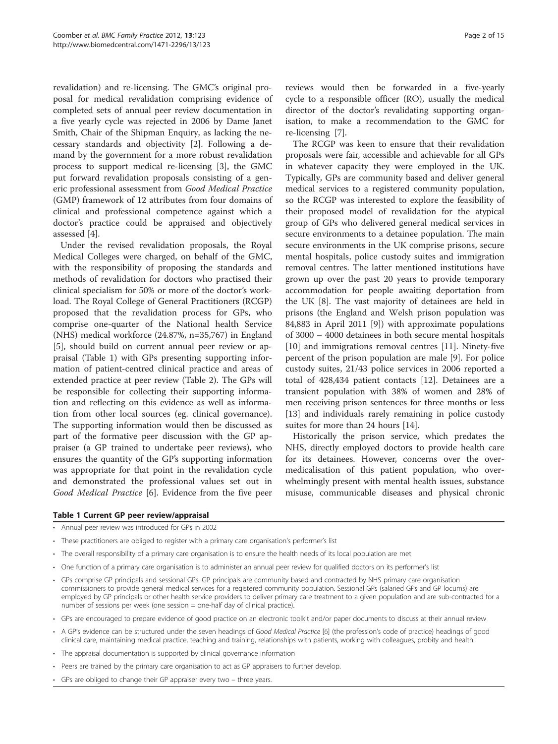revalidation) and re-licensing. The GMC's original proposal for medical revalidation comprising evidence of completed sets of annual peer review documentation in a five yearly cycle was rejected in 2006 by Dame Janet Smith, Chair of the Shipman Enquiry, as lacking the necessary standards and objectivity [2]. Following a demand by the government for a more robust revalidation process to support medical re-licensing [3], the GMC put forward revalidation proposals consisting of a generic professional assessment from *Good Medical Practice* (GMP) framework of 12 attributes from four domains of clinical and professional competence against which a doctor's practice could be appraised and objectively assessed [4].

Under the revised revalidation proposals, the Royal Medical Colleges were charged, on behalf of the GMC, with the responsibility of proposing the standards and methods of revalidation for doctors who practised their clinical specialism for 50% or more of the doctor's workload. The Royal College of General Practitioners (RCGP) proposed that the revalidation process for GPs, who comprise one-quarter of the National health Service (NHS) medical workforce (24.87%, n=35,767) in England [5], should build on current annual peer review or appraisal (Table 1) with GPs presenting supporting information of patient-centred clinical practice and areas of extended practice at peer review (Table 2). The GPs will be responsible for collecting their supporting information and reflecting on this evidence as well as information from other local sources (eg. clinical governance). The supporting information would then be discussed as part of the formative peer discussion with the GP appraiser (a GP trained to undertake peer reviews), who ensures the quantity of the GP's supporting information was appropriate for that point in the revalidation cycle and demonstrated the professional values set out in *Good Medical Practice* [6]. Evidence from the five peer reviews would then be forwarded in a five-yearly cycle to a responsible officer (RO), usually the medical director of the doctor's revalidating supporting organisation, to make a recommendation to the GMC for re-licensing [7].

The RCGP was keen to ensure that their revalidation proposals were fair, accessible and achievable for all GPs in whatever capacity they were employed in the UK. Typically, GPs are community based and deliver general medical services to a registered community population, so the RCGP was interested to explore the feasibility of their proposed model of revalidation for the atypical group of GPs who delivered general medical services in secure environments to a detainee population. The main secure environments in the UK comprise prisons, secure mental hospitals, police custody suites and immigration removal centres. The latter mentioned institutions have grown up over the past 20 years to provide temporary accommodation for people awaiting deportation from the UK [8]. The vast majority of detainees are held in prisons (the England and Welsh prison population was 84,883 in April 2011 [9]) with approximate populations of 3000 – 4000 detainees in both secure mental hospitals [10] and immigrations removal centres [11]. Ninety-five percent of the prison population are male [9]. For police custody suites, 21/43 police services in 2006 reported a total of 428,434 patient contacts [12]. Detainees are a transient population with 38% of women and 28% of men receiving prison sentences for three months or less [13] and individuals rarely remaining in police custody suites for more than 24 hours [14].

Historically the prison service, which predates the NHS, directly employed doctors to provide health care for its detainees. However, concerns over the over-medicalisation of this patient population, who overwhelmingly present with mental health issues, substance misuse, communicable diseases and physical chronic

**Table 1 Current GP peer review/appraisal**

- Annual peer review was introduced for GPs in 2002
- These practitioners are obliged to register with a primary care organisation's performer's list
- The overall responsibility of a primary care organisation is to ensure the health needs of its local population are met
- One function of a primary care organisation is to administer an annual peer review for qualified doctors on its performer's list
- GPs comprise GP principals and sessional GPs. GP principals are community based and contracted by NHS primary care organisation commissioners to provide general medical services for a registered community population. Sessional GPs (salaried GPs and GP locums) are employed by GP principals or other health service providers to deliver primary care treatment to a given population and are sub-contracted for a number of sessions per week (one session = one-half day of clinical practice).
- GPs are encouraged to prepare evidence of good practice on an electronic toolkit and/or paper documents to discuss at their annual review
- A GP's evidence can be structured under the seven headings of *Good Medical Practice* [6] (the profession's code of practice) headings of good clinical care, maintaining medical practice, teaching and training, relationships with patients, working with colleagues, probity and health
- The appraisal documentation is supported by clinical governance information
- Peers are trained by the primary care organisation to act as GP appraisers to further develop.
- GPs are obliged to change their GP appraiser every two – three years.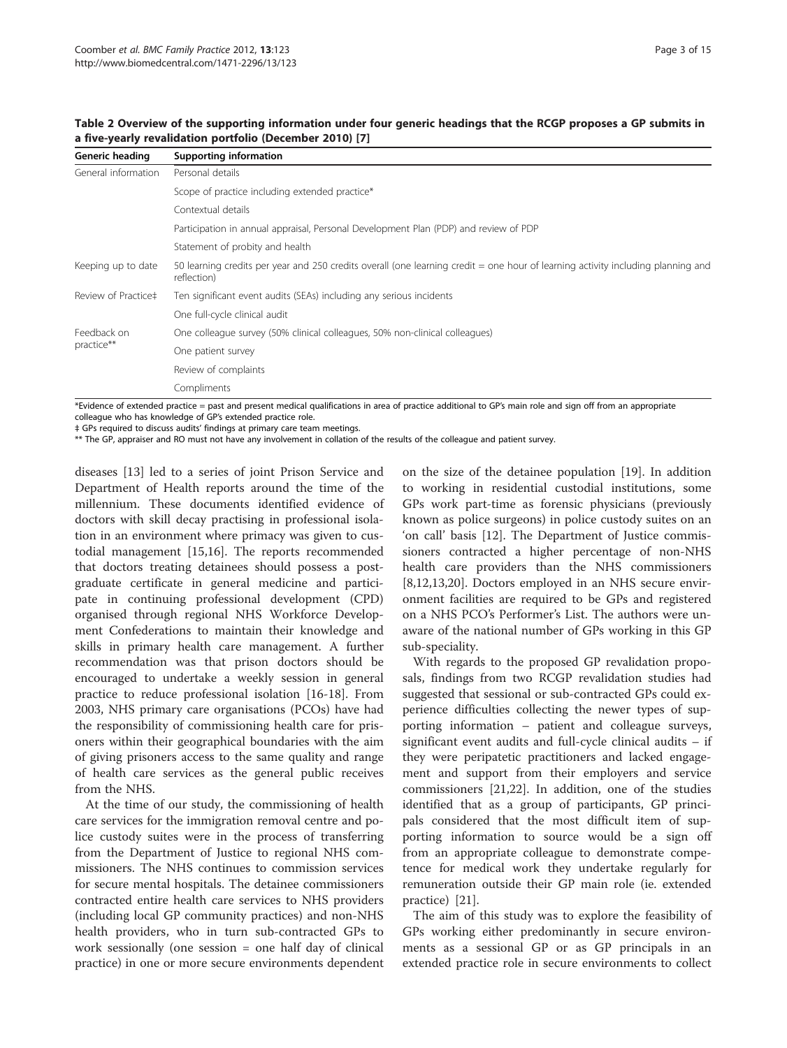**Table 2 Overview of the supporting information under four generic headings that the RCGP proposes a GP submits in a five-yearly revalidation portfolio (December 2010) [7]**

| Generic heading | Supporting information |
|---|---|
| General information | Personal details |
| | Scope of practice including extended practice* |
| | Contextual details |
| | Participation in annual appraisal, Personal Development Plan (PDP) and review of PDP |
| | Statement of probity and health |
| Keeping up to date | 50 learning credits per year and 250 credits overall (one learning credit = one hour of learning activity including planning and reflection) |
| Review of Practice‡ | Ten significant event audits (SEAs) including any serious incidents |
| | One full-cycle clinical audit |
| Feedback on practice** | One colleague survey (50% clinical colleagues, 50% non-clinical colleagues) |
| | One patient survey |
| | Review of complaints |
| | Compliments |

*Evidence of extended practice = past and present medical qualifications in area of practice additional to GP's main role and sign off from an appropriate colleague who has knowledge of GP's extended practice role.

‡ GPs required to discuss audits' findings at primary care team meetings.

** The GP, appraiser and RO must not have any involvement in collation of the results of the colleague and patient survey.

diseases [13] led to a series of joint Prison Service and Department of Health reports around the time of the millennium. These documents identified evidence of doctors with skill decay practising in professional isolation in an environment where primacy was given to custodial management [15,16]. The reports recommended that doctors treating detainees should possess a postgraduate certificate in general medicine and participate in continuing professional development (CPD) organised through regional NHS Workforce Development Confederations to maintain their knowledge and skills in primary health care management. A further recommendation was that prison doctors should be encouraged to undertake a weekly session in general practice to reduce professional isolation [16-18]. From 2003, NHS primary care organisations (PCOs) have had the responsibility of commissioning health care for prisoners within their geographical boundaries with the aim of giving prisoners access to the same quality and range of health care services as the general public receives from the NHS.

At the time of our study, the commissioning of health care services for the immigration removal centre and police custody suites were in the process of transferring from the Department of Justice to regional NHS commissioners. The NHS continues to commission services for secure mental hospitals. The detainee commissioners contracted entire health care services to NHS providers (including local GP community practices) and non-NHS health providers, who in turn sub-contracted GPs to work sessionally (one session = one half day of clinical practice) in one or more secure environments dependent on the size of the detainee population [19]. In addition to working in residential custodial institutions, some GPs work part-time as forensic physicians (previously known as police surgeons) in police custody suites on an 'on call' basis [12]. The Department of Justice commissioners contracted a higher percentage of non-NHS health care providers than the NHS commissioners [8,12,13,20]. Doctors employed in an NHS secure environment facilities are required to be GPs and registered on a NHS PCO's Performer's List. The authors were unaware of the national number of GPs working in this GP sub-speciality.

With regards to the proposed GP revalidation proposals, findings from two RCGP revalidation studies had suggested that sessional or sub-contracted GPs could experience difficulties collecting the newer types of supporting information – patient and colleague surveys, significant event audits and full-cycle clinical audits – if they were peripatetic practitioners and lacked engagement and support from their employers and service commissioners [21,22]. In addition, one of the studies identified that as a group of participants, GP principals considered that the most difficult item of supporting information to source would be a sign off from an appropriate colleague to demonstrate competence for medical work they undertake regularly for remuneration outside their GP main role (ie. extended practice) [21].

The aim of this study was to explore the feasibility of GPs working either predominantly in secure environments as a sessional GP or as GP principals in an extended practice role in secure environments to collect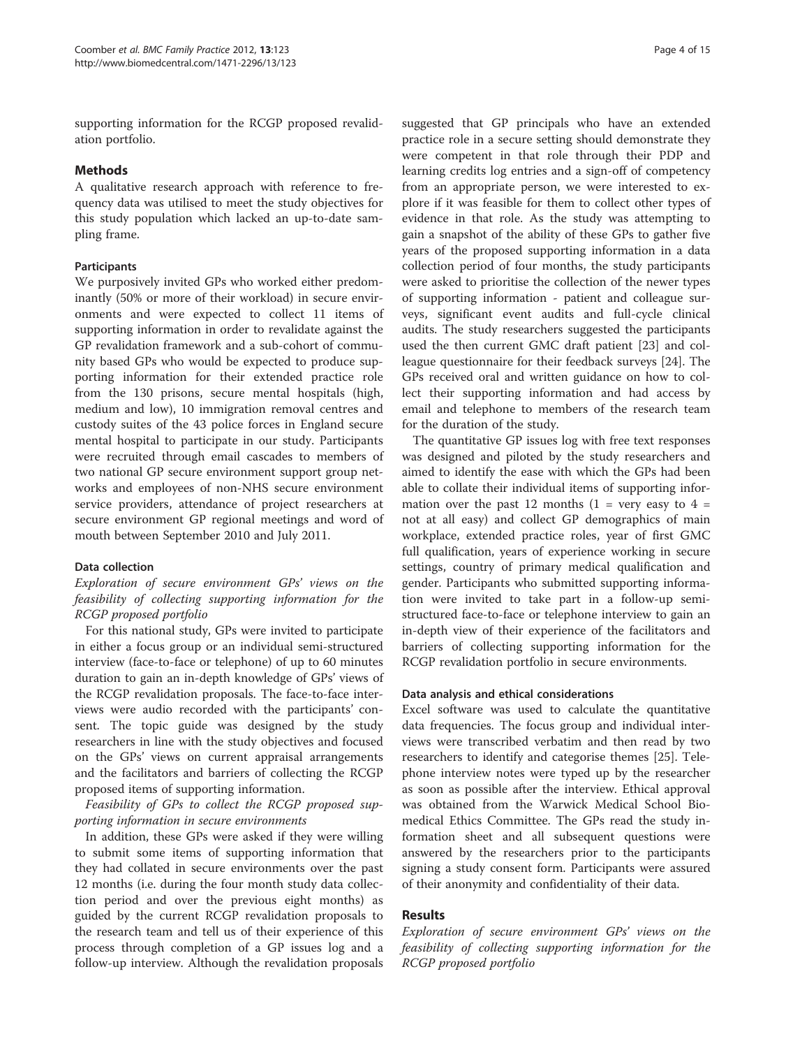supporting information for the RCGP proposed revalidation portfolio.

## Methods

A qualitative research approach with reference to frequency data was utilised to meet the study objectives for this study population which lacked an up-to-date sampling frame.

### Participants

We purposively invited GPs who worked either predominantly (50% or more of their workload) in secure environments and were expected to collect 11 items of supporting information in order to revalidate against the GP revalidation framework and a sub-cohort of community based GPs who would be expected to produce supporting information for their extended practice role from the 130 prisons, secure mental hospitals (high, medium and low), 10 immigration removal centres and custody suites of the 43 police forces in England secure mental hospital to participate in our study. Participants were recruited through email cascades to members of two national GP secure environment support group networks and employees of non-NHS secure environment service providers, attendance of project researchers at secure environment GP regional meetings and word of mouth between September 2010 and July 2011.

### Data collection

*Exploration of secure environment GPs' views on the feasibility of collecting supporting information for the RCGP proposed portfolio*

For this national study, GPs were invited to participate in either a focus group or an individual semi-structured interview (face-to-face or telephone) of up to 60 minutes duration to gain an in-depth knowledge of GPs' views of the RCGP revalidation proposals. The face-to-face interviews were audio recorded with the participants' consent. The topic guide was designed by the study researchers in line with the study objectives and focused on the GPs' views on current appraisal arrangements and the facilitators and barriers of collecting the RCGP proposed items of supporting information.

*Feasibility of GPs to collect the RCGP proposed supporting information in secure environments*

In addition, these GPs were asked if they were willing to submit some items of supporting information that they had collated in secure environments over the past 12 months (i.e. during the four month study data collection period and over the previous eight months) as guided by the current RCGP revalidation proposals to the research team and tell us of their experience of this process through completion of a GP issues log and a follow-up interview. Although the revalidation proposals suggested that GP principals who have an extended practice role in a secure setting should demonstrate they were competent in that role through their PDP and learning credits log entries and a sign-off of competency from an appropriate person, we were interested to explore if it was feasible for them to collect other types of evidence in that role. As the study was attempting to gain a snapshot of the ability of these GPs to gather five years of the proposed supporting information in a data collection period of four months, the study participants were asked to prioritise the collection of the newer types of supporting information - patient and colleague surveys, significant event audits and full-cycle clinical audits. The study researchers suggested the participants used the then current GMC draft patient [23] and colleague questionnaire for their feedback surveys [24]. The GPs received oral and written guidance on how to collect their supporting information and had access by email and telephone to members of the research team for the duration of the study.

The quantitative GP issues log with free text responses was designed and piloted by the study researchers and aimed to identify the ease with which the GPs had been able to collate their individual items of supporting information over the past 12 months (1 = very easy to 4 = not at all easy) and collect GP demographics of main workplace, extended practice roles, year of first GMC full qualification, years of experience working in secure settings, country of primary medical qualification and gender. Participants who submitted supporting information were invited to take part in a follow-up semi-structured face-to-face or telephone interview to gain an in-depth view of their experience of the facilitators and barriers of collecting supporting information for the RCGP revalidation portfolio in secure environments.

### Data analysis and ethical considerations

Excel software was used to calculate the quantitative data frequencies. The focus group and individual interviews were transcribed verbatim and then read by two researchers to identify and categorise themes [25]. Telephone interview notes were typed up by the researcher as soon as possible after the interview. Ethical approval was obtained from the Warwick Medical School Biomedical Ethics Committee. The GPs read the study information sheet and all subsequent questions were answered by the researchers prior to the participants signing a study consent form. Participants were assured of their anonymity and confidentiality of their data.

## Results

*Exploration of secure environment GPs' views on the feasibility of collecting supporting information for the RCGP proposed portfolio*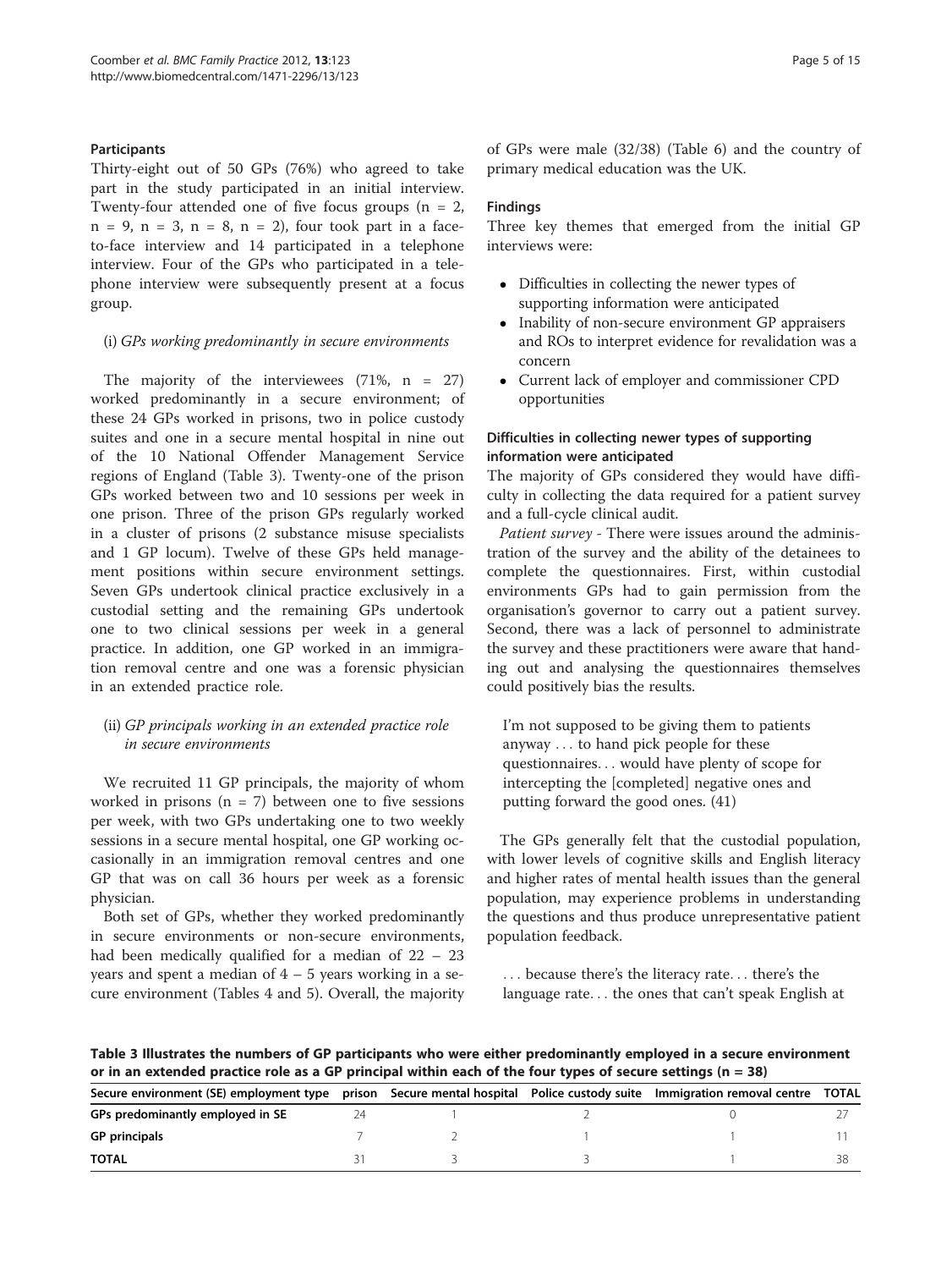### Participants

Thirty-eight out of 50 GPs (76%) who agreed to take part in the study participated in an initial interview. Twenty-four attended one of five focus groups (n = 2, n = 9, n = 3, n = 8, n = 2), four took part in a face-to-face interview and 14 participated in a telephone interview. Four of the GPs who participated in a telephone interview were subsequently present at a focus group.

#### (i) *GPs working predominantly in secure environments*

The majority of the interviewees (71%, n = 27) worked predominantly in a secure environment; of these 24 GPs worked in prisons, two in police custody suites and one in a secure mental hospital in nine out of the 10 National Offender Management Service regions of England (Table 3). Twenty-one of the prison GPs worked between two and 10 sessions per week in one prison. Three of the prison GPs regularly worked in a cluster of prisons (2 substance misuse specialists and 1 GP locum). Twelve of these GPs held management positions within secure environment settings. Seven GPs undertook clinical practice exclusively in a custodial setting and the remaining GPs undertook one to two clinical sessions per week in a general practice. In addition, one GP worked in an immigration removal centre and one was a forensic physician in an extended practice role.

#### (ii) *GP principals working in an extended practice role in secure environments*

We recruited 11 GP principals, the majority of whom worked in prisons (n = 7) between one to five sessions per week, with two GPs undertaking one to two weekly sessions in a secure mental hospital, one GP working occasionally in an immigration removal centres and one GP that was on call 36 hours per week as a forensic physician.

Both set of GPs, whether they worked predominantly in secure environments or non-secure environments, had been medically qualified for a median of 22 – 23 years and spent a median of 4 – 5 years working in a secure environment (Tables 4 and 5). Overall, the majority of GPs were male (32/38) (Table 6) and the country of primary medical education was the UK.

### Findings

Three key themes that emerged from the initial GP interviews were:

- Difficulties in collecting the newer types of supporting information were anticipated
- Inability of non-secure environment GP appraisers and ROs to interpret evidence for revalidation was a concern
- Current lack of employer and commissioner CPD opportunities

### Difficulties in collecting newer types of supporting information were anticipated

The majority of GPs considered they would have difficulty in collecting the data required for a patient survey and a full-cycle clinical audit.

*Patient survey* - There were issues around the administration of the survey and the ability of the detainees to complete the questionnaires. First, within custodial environments GPs had to gain permission from the organisation's governor to carry out a patient survey. Second, there was a lack of personnel to administrate the survey and these practitioners were aware that handing out and analysing the questionnaires themselves could positively bias the results.

> I'm not supposed to be giving them to patients anyway … to hand pick people for these questionnaires… would have plenty of scope for intercepting the [completed] negative ones and putting forward the good ones. (41)

The GPs generally felt that the custodial population, with lower levels of cognitive skills and English literacy and higher rates of mental health issues than the general population, may experience problems in understanding the questions and thus produce unrepresentative patient population feedback.

> … because there's the literacy rate… there's the language rate… the ones that can't speak English at

**Table 3 Illustrates the numbers of GP participants who were either predominantly employed in a secure environment or in an extended practice role as a GP principal within each of the four types of secure settings (n = 38)**

| Secure environment (SE) employment type | prison | Secure mental hospital | Police custody suite | Immigration removal centre | TOTAL |
|---|---|---|---|---|---|
| GPs predominantly employed in SE | 24 | 1 | 2 | 0 | 27 |
| GP principals | 7 | 2 | 1 | 1 | 11 |
| TOTAL | 31 | 3 | 3 | 1 | 38 |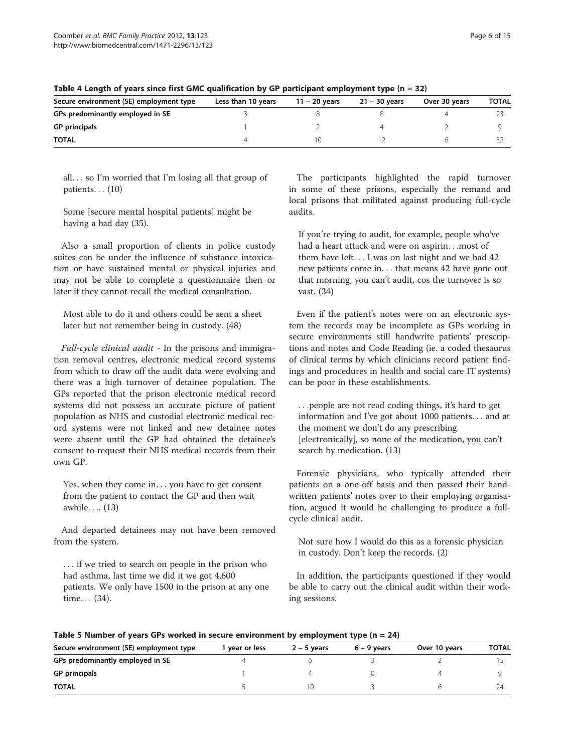**Table 4 Length of years since first GMC qualification by GP participant employment type (n = 32)**

| Secure environment (SE) employment type | Less than 10 years | 11 – 20 years | 21 – 30 years | Over 30 years | TOTAL |
|---|---|---|---|---|---|
| **GPs predominantly employed in SE** | 3 | 8 | 8 | 4 | 23 |
| **GP principals** | 1 | 2 | 4 | 2 | 9 |
| **TOTAL** | 4 | 10 | 12 | 6 | 32 |

all. . . so I'm worried that I'm losing all that group of patients. . . (10)

Some [secure mental hospital patients] might be having a bad day (35).

Also a small proportion of clients in police custody suites can be under the influence of substance intoxication or have sustained mental or physical injuries and may not be able to complete a questionnaire then or later if they cannot recall the medical consultation.

Most able to do it and others could be sent a sheet later but not remember being in custody. (48)

*Full-cycle clinical audit* - In the prisons and immigration removal centres, electronic medical record systems from which to draw off the audit data were evolving and there was a high turnover of detainee population. The GPs reported that the prison electronic medical record systems did not possess an accurate picture of patient population as NHS and custodial electronic medical record systems were not linked and new detainee notes were absent until the GP had obtained the detainee's consent to request their NHS medical records from their own GP.

Yes, when they come in. . . you have to get consent from the patient to contact the GP and then wait awhile. . .. (13)

And departed detainees may not have been removed from the system.

. . . if we tried to search on people in the prison who had asthma, last time we did it we got 4,600 patients. We only have 1500 in the prison at any one time. . . (34).

The participants highlighted the rapid turnover in some of these prisons, especially the remand and local prisons that militated against producing full-cycle audits.

If you're trying to audit, for example, people who've had a heart attack and were on aspirin. . .most of them have left. . . I was on last night and we had 42 new patients come in. . . that means 42 have gone out that morning, you can't audit, cos the turnover is so vast. (34)

Even if the patient's notes were on an electronic system the records may be incomplete as GPs working in secure environments still handwrite patients' prescriptions and notes and Code Reading (ie. a coded thesaurus of clinical terms by which clinicians record patient findings and procedures in health and social care IT systems) can be poor in these establishments.

. . .people are not read coding things, it's hard to get information and I've got about 1000 patients. . . and at the moment we don't do any prescribing [electronically], so none of the medication, you can't search by medication. (13)

Forensic physicians, who typically attended their patients on a one-off basis and then passed their handwritten patients' notes over to their employing organisation, argued it would be challenging to produce a full-cycle clinical audit.

Not sure how I would do this as a forensic physician in custody. Don't keep the records. (2)

In addition, the participants questioned if they would be able to carry out the clinical audit within their working sessions.

**Table 5 Number of years GPs worked in secure environment by employment type (n = 24)**

| Secure environment (SE) employment type | 1 year or less | 2 – 5 years | 6 – 9 years | Over 10 years | TOTAL |
|---|---|---|---|---|---|
| **GPs predominantly employed in SE** | 4 | 6 | 3 | 2 | 15 |
| **GP principals** | 1 | 4 | 0 | 4 | 9 |
| **TOTAL** | 5 | 10 | 3 | 6 | 24 |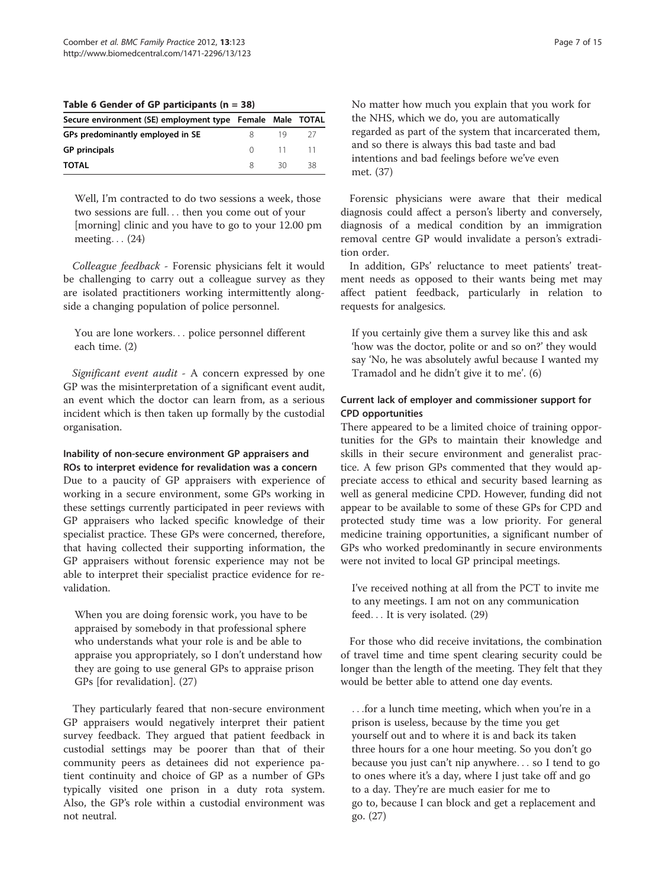**Table 6 Gender of GP participants (n = 38)**

| Secure environment (SE) employment type | Female | Male | TOTAL |
|---|---|---|---|
| GPs predominantly employed in SE | 8 | 19 | 27 |
| GP principals | 0 | 11 | 11 |
| TOTAL | 8 | 30 | 38 |

> Well, I'm contracted to do two sessions a week, those two sessions are full… then you come out of your [morning] clinic and you have to go to your 12.00 pm meeting… (24)

*Colleague feedback* - Forensic physicians felt it would be challenging to carry out a colleague survey as they are isolated practitioners working intermittently alongside a changing population of police personnel.

> You are lone workers… police personnel different each time. (2)

*Significant event audit* - A concern expressed by one GP was the misinterpretation of a significant event audit, an event which the doctor can learn from, as a serious incident which is then taken up formally by the custodial organisation.

### Inability of non-secure environment GP appraisers and ROs to interpret evidence for revalidation was a concern

Due to a paucity of GP appraisers with experience of working in a secure environment, some GPs working in these settings currently participated in peer reviews with GP appraisers who lacked specific knowledge of their specialist practice. These GPs were concerned, therefore, that having collected their supporting information, the GP appraisers without forensic experience may not be able to interpret their specialist practice evidence for revalidation.

> When you are doing forensic work, you have to be appraised by somebody in that professional sphere who understands what your role is and be able to appraise you appropriately, so I don't understand how they are going to use general GPs to appraise prison GPs [for revalidation]. (27)

They particularly feared that non-secure environment GP appraisers would negatively interpret their patient survey feedback. They argued that patient feedback in custodial settings may be poorer than that of their community peers as detainees did not experience patient continuity and choice of GP as a number of GPs typically visited one prison in a duty rota system. Also, the GP's role within a custodial environment was not neutral.

> No matter how much you explain that you work for the NHS, which we do, you are automatically regarded as part of the system that incarcerated them, and so there is always this bad taste and bad intentions and bad feelings before we've even met. (37)

Forensic physicians were aware that their medical diagnosis could affect a person's liberty and conversely, diagnosis of a medical condition by an immigration removal centre GP would invalidate a person's extradition order.

In addition, GPs' reluctance to meet patients' treatment needs as opposed to their wants being met may affect patient feedback, particularly in relation to requests for analgesics.

> If you certainly give them a survey like this and ask 'how was the doctor, polite or and so on?' they would say 'No, he was absolutely awful because I wanted my Tramadol and he didn't give it to me'. (6)

### Current lack of employer and commissioner support for CPD opportunities

There appeared to be a limited choice of training opportunities for the GPs to maintain their knowledge and skills in their secure environment and generalist practice. A few prison GPs commented that they would appreciate access to ethical and security based learning as well as general medicine CPD. However, funding did not appear to be available to some of these GPs for CPD and protected study time was a low priority. For general medicine training opportunities, a significant number of GPs who worked predominantly in secure environments were not invited to local GP principal meetings.

> I've received nothing at all from the PCT to invite me to any meetings. I am not on any communication feed… It is very isolated. (29)

For those who did receive invitations, the combination of travel time and time spent clearing security could be longer than the length of the meeting. They felt that they would be better able to attend one day events.

> …for a lunch time meeting, which when you're in a prison is useless, because by the time you get yourself out and to where it is and back its taken three hours for a one hour meeting. So you don't go because you just can't nip anywhere… so I tend to go to ones where it's a day, where I just take off and go to a day. They're are much easier for me to go to, because I can block and get a replacement and go. (27)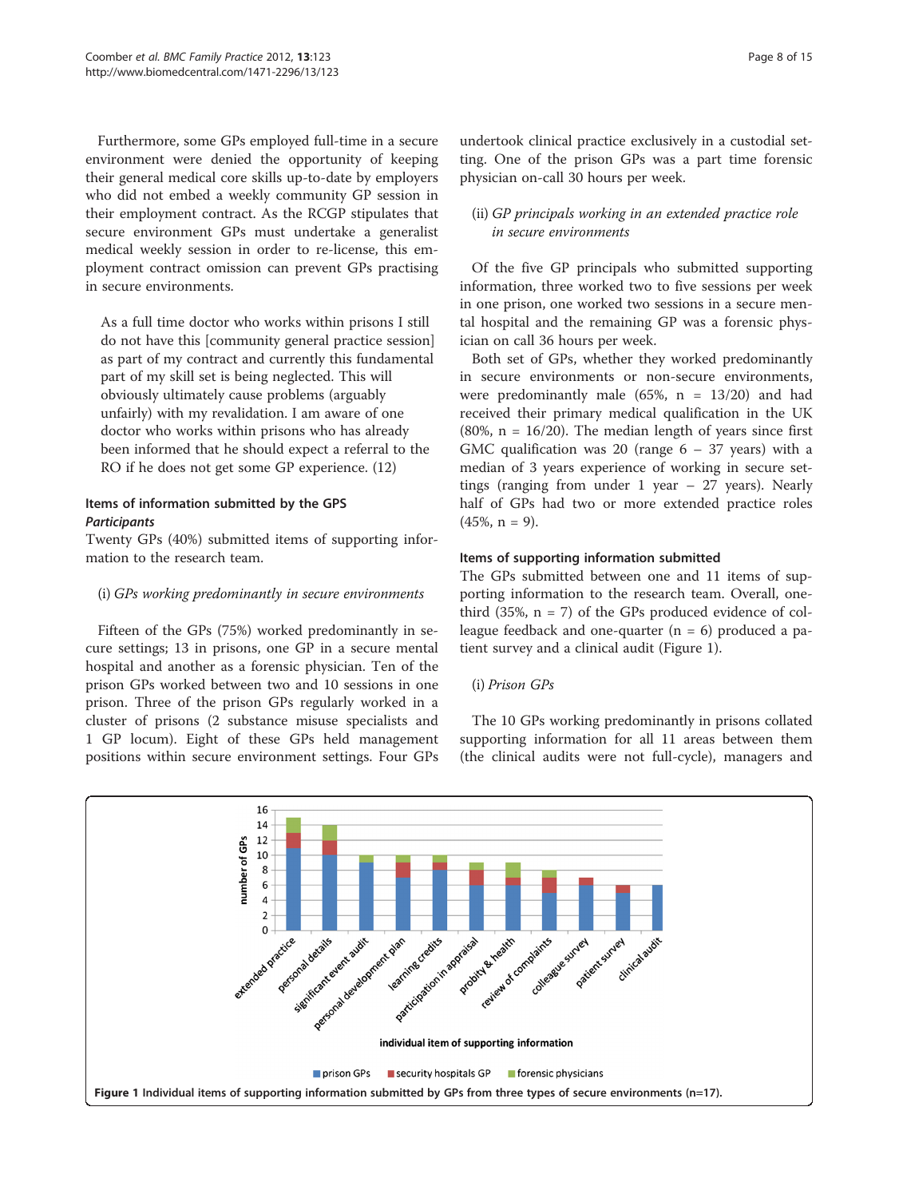Furthermore, some GPs employed full-time in a secure environment were denied the opportunity of keeping their general medical core skills up-to-date by employers who did not embed a weekly community GP session in their employment contract. As the RCGP stipulates that secure environment GPs must undertake a generalist medical weekly session in order to re-license, this employment contract omission can prevent GPs practising in secure environments.

> As a full time doctor who works within prisons I still do not have this [community general practice session] as part of my contract and currently this fundamental part of my skill set is being neglected. This will obviously ultimately cause problems (arguably unfairly) with my revalidation. I am aware of one doctor who works within prisons who has already been informed that he should expect a referral to the RO if he does not get some GP experience. (12)

## Items of information submitted by the GPS

### *Participants*

Twenty GPs (40%) submitted items of supporting information to the research team.

(i) *GPs working predominantly in secure environments*

Fifteen of the GPs (75%) worked predominantly in secure settings; 13 in prisons, one GP in a secure mental hospital and another as a forensic physician. Ten of the prison GPs worked between two and 10 sessions in one prison. Three of the prison GPs regularly worked in a cluster of prisons (2 substance misuse specialists and 1 GP locum). Eight of these GPs held management positions within secure environment settings. Four GPs undertook clinical practice exclusively in a custodial setting. One of the prison GPs was a part time forensic physician on-call 30 hours per week.

(ii) *GP principals working in an extended practice role in secure environments*

Of the five GP principals who submitted supporting information, three worked two to five sessions per week in one prison, one worked two sessions in a secure mental hospital and the remaining GP was a forensic physician on call 36 hours per week.

Both set of GPs, whether they worked predominantly in secure environments or non-secure environments, were predominantly male (65%, n = 13/20) and had received their primary medical qualification in the UK (80%, n = 16/20). The median length of years since first GMC qualification was 20 (range 6 – 37 years) with a median of 3 years experience of working in secure settings (ranging from under 1 year – 27 years). Nearly half of GPs had two or more extended practice roles (45%, n = 9).

## Items of supporting information submitted

The GPs submitted between one and 11 items of supporting information to the research team. Overall, one-third (35%, n = 7) of the GPs produced evidence of colleague feedback and one-quarter (n = 6) produced a patient survey and a clinical audit (Figure 1).

(i) *Prison GPs*

The 10 GPs working predominantly in prisons collated supporting information for all 11 areas between them (the clinical audits were not full-cycle), managers and

**Figure 1 Individual items of supporting information submitted by GPs from three types of secure environments (n=17).**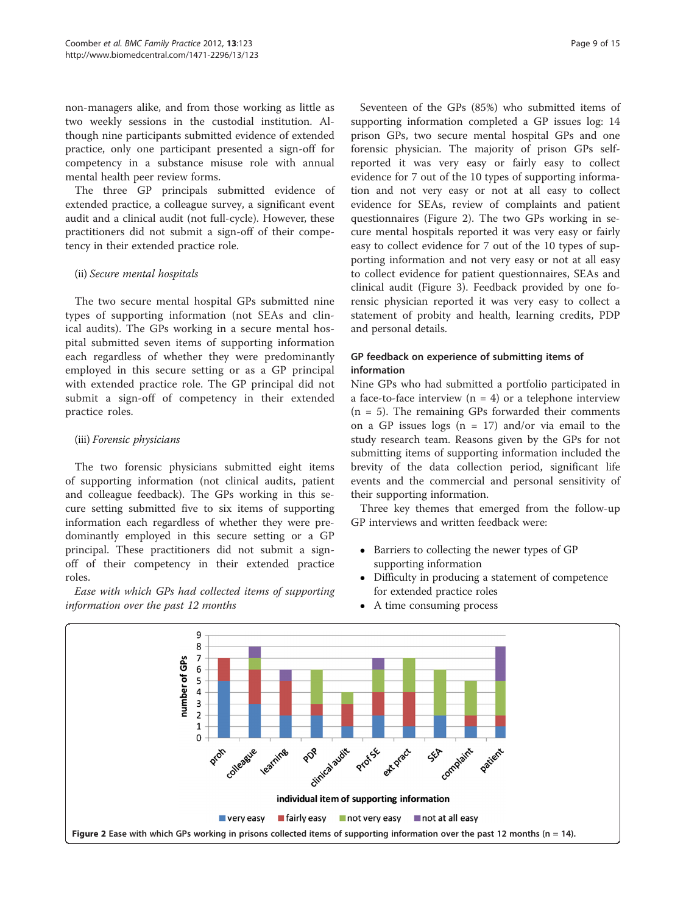non-managers alike, and from those working as little as two weekly sessions in the custodial institution. Although nine participants submitted evidence of extended practice, only one participant presented a sign-off for competency in a substance misuse role with annual mental health peer review forms.

The three GP principals submitted evidence of extended practice, a colleague survey, a significant event audit and a clinical audit (not full-cycle). However, these practitioners did not submit a sign-off of their competency in their extended practice role.

(ii) *Secure mental hospitals*

The two secure mental hospital GPs submitted nine types of supporting information (not SEAs and clinical audits). The GPs working in a secure mental hospital submitted seven items of supporting information each regardless of whether they were predominantly employed in this secure setting or as a GP principal with extended practice role. The GP principal did not submit a sign-off of competency in their extended practice roles.

(iii) *Forensic physicians*

The two forensic physicians submitted eight items of supporting information (not clinical audits, patient and colleague feedback). The GPs working in this secure setting submitted five to six items of supporting information each regardless of whether they were predominantly employed in this secure setting or a GP principal. These practitioners did not submit a sign-off of their competency in their extended practice roles.

*Ease with which GPs had collected items of supporting information over the past 12 months*

Seventeen of the GPs (85%) who submitted items of supporting information completed a GP issues log: 14 prison GPs, two secure mental hospital GPs and one forensic physician. The majority of prison GPs self-reported it was very easy or fairly easy to collect evidence for 7 out of the 10 types of supporting information and not very easy or not at all easy to collect evidence for SEAs, review of complaints and patient questionnaires (Figure 2). The two GPs working in secure mental hospitals reported it was very easy or fairly easy to collect evidence for 7 out of the 10 types of supporting information and not very easy or not at all easy to collect evidence for patient questionnaires, SEAs and clinical audit (Figure 3). Feedback provided by one forensic physician reported it was very easy to collect a statement of probity and health, learning credits, PDP and personal details.

### GP feedback on experience of submitting items of information

Nine GPs who had submitted a portfolio participated in a face-to-face interview (n = 4) or a telephone interview (n = 5). The remaining GPs forwarded their comments on a GP issues logs (n = 17) and/or via email to the study research team. Reasons given by the GPs for not submitting items of supporting information included the brevity of the data collection period, significant life events and the commercial and personal sensitivity of their supporting information.

Three key themes that emerged from the follow-up GP interviews and written feedback were:

- Barriers to collecting the newer types of GP supporting information
- Difficulty in producing a statement of competence for extended practice roles
- A time consuming process

**Figure 2** Ease with which GPs working in prisons collected items of supporting information over the past 12 months (n = 14).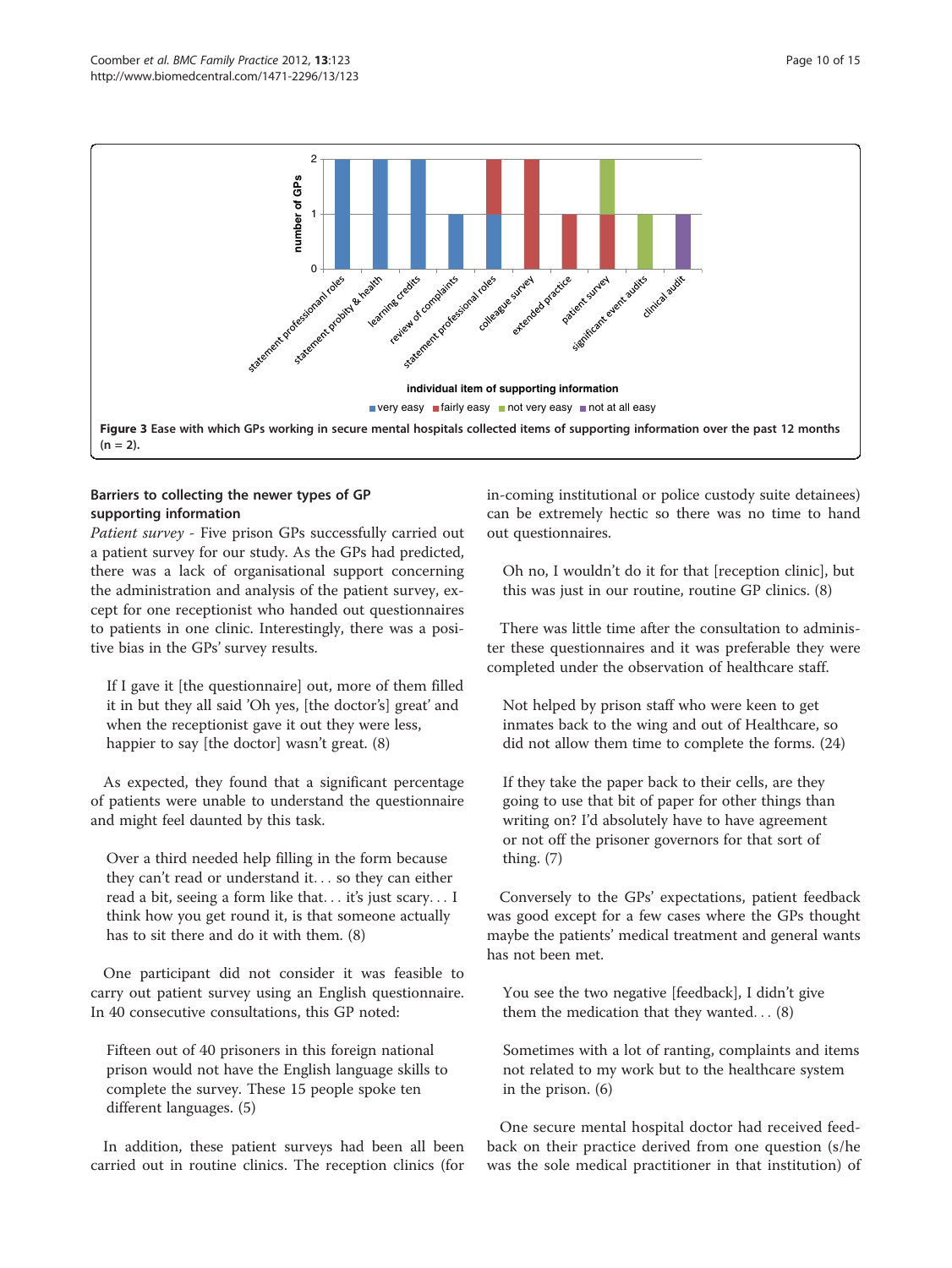**Figure 3** Ease with which GPs working in secure mental hospitals collected items of supporting information over the past 12 months (n = 2).

### Barriers to collecting the newer types of GP supporting information

*Patient survey* - Five prison GPs successfully carried out a patient survey for our study. As the GPs had predicted, there was a lack of organisational support concerning the administration and analysis of the patient survey, except for one receptionist who handed out questionnaires to patients in one clinic. Interestingly, there was a positive bias in the GPs' survey results.

> If I gave it [the questionnaire] out, more of them filled it in but they all said 'Oh yes, [the doctor's] great' and when the receptionist gave it out they were less, happier to say [the doctor] wasn't great. (8)

As expected, they found that a significant percentage of patients were unable to understand the questionnaire and might feel daunted by this task.

> Over a third needed help filling in the form because they can't read or understand it... so they can either read a bit, seeing a form like that... it's just scary... I think how you get round it, is that someone actually has to sit there and do it with them. (8)

One participant did not consider it was feasible to carry out patient survey using an English questionnaire. In 40 consecutive consultations, this GP noted:

> Fifteen out of 40 prisoners in this foreign national prison would not have the English language skills to complete the survey. These 15 people spoke ten different languages. (5)

In addition, these patient surveys had been all been carried out in routine clinics. The reception clinics (for in-coming institutional or police custody suite detainees) can be extremely hectic so there was no time to hand out questionnaires.

> Oh no, I wouldn't do it for that [reception clinic], but this was just in our routine, routine GP clinics. (8)

There was little time after the consultation to administer these questionnaires and it was preferable they were completed under the observation of healthcare staff.

> Not helped by prison staff who were keen to get inmates back to the wing and out of Healthcare, so did not allow them time to complete the forms. (24)

> If they take the paper back to their cells, are they going to use that bit of paper for other things than writing on? I'd absolutely have to have agreement or not off the prisoner governors for that sort of thing. (7)

Conversely to the GPs' expectations, patient feedback was good except for a few cases where the GPs thought maybe the patients' medical treatment and general wants has not been met.

> You see the two negative [feedback], I didn't give them the medication that they wanted... (8)

> Sometimes with a lot of ranting, complaints and items not related to my work but to the healthcare system in the prison. (6)

One secure mental hospital doctor had received feedback on their practice derived from one question (s/he was the sole medical practitioner in that institution) of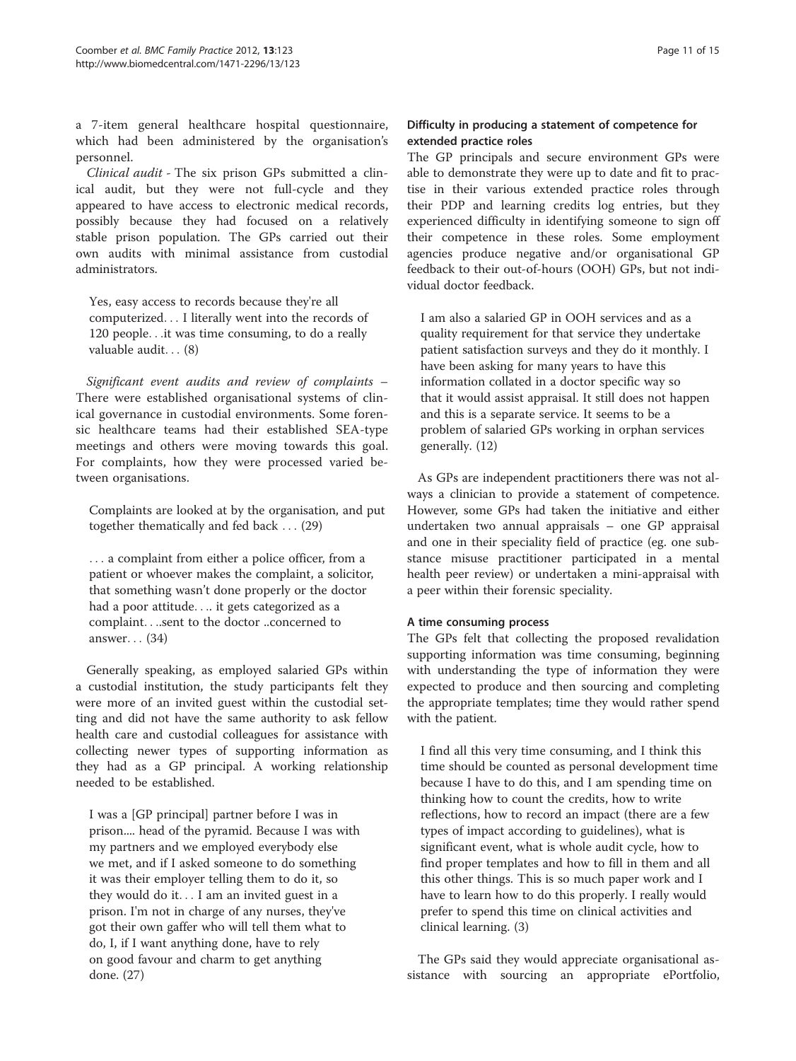a 7-item general healthcare hospital questionnaire, which had been administered by the organisation's personnel.

*Clinical audit* - The six prison GPs submitted a clinical audit, but they were not full-cycle and they appeared to have access to electronic medical records, possibly because they had focused on a relatively stable prison population. The GPs carried out their own audits with minimal assistance from custodial administrators.

> Yes, easy access to records because they're all computerized. . . I literally went into the records of 120 people. . .it was time consuming, to do a really valuable audit. . . (8)

*Significant event audits and review of complaints* – There were established organisational systems of clinical governance in custodial environments. Some forensic healthcare teams had their established SEA-type meetings and others were moving towards this goal. For complaints, how they were processed varied between organisations.

> Complaints are looked at by the organisation, and put together thematically and fed back . . . (29)

> . . . a complaint from either a police officer, from a patient or whoever makes the complaint, a solicitor, that something wasn't done properly or the doctor had a poor attitude. . .. it gets categorized as a complaint. . ..sent to the doctor ..concerned to answer. . . (34)

Generally speaking, as employed salaried GPs within a custodial institution, the study participants felt they were more of an invited guest within the custodial setting and did not have the same authority to ask fellow health care and custodial colleagues for assistance with collecting newer types of supporting information as they had as a GP principal. A working relationship needed to be established.

> I was a [GP principal] partner before I was in prison.... head of the pyramid. Because I was with my partners and we employed everybody else we met, and if I asked someone to do something it was their employer telling them to do it, so they would do it. . . I am an invited guest in a prison. I'm not in charge of any nurses, they've got their own gaffer who will tell them what to do, I, if I want anything done, have to rely on good favour and charm to get anything done. (27)

#### Difficulty in producing a statement of competence for extended practice roles

The GP principals and secure environment GPs were able to demonstrate they were up to date and fit to practise in their various extended practice roles through their PDP and learning credits log entries, but they experienced difficulty in identifying someone to sign off their competence in these roles. Some employment agencies produce negative and/or organisational GP feedback to their out-of-hours (OOH) GPs, but not individual doctor feedback.

> I am also a salaried GP in OOH services and as a quality requirement for that service they undertake patient satisfaction surveys and they do it monthly. I have been asking for many years to have this information collated in a doctor specific way so that it would assist appraisal. It still does not happen and this is a separate service. It seems to be a problem of salaried GPs working in orphan services generally. (12)

As GPs are independent practitioners there was not always a clinician to provide a statement of competence. However, some GPs had taken the initiative and either undertaken two annual appraisals – one GP appraisal and one in their speciality field of practice (eg. one substance misuse practitioner participated in a mental health peer review) or undertaken a mini-appraisal with a peer within their forensic speciality.

#### A time consuming process

The GPs felt that collecting the proposed revalidation supporting information was time consuming, beginning with understanding the type of information they were expected to produce and then sourcing and completing the appropriate templates; time they would rather spend with the patient.

> I find all this very time consuming, and I think this time should be counted as personal development time because I have to do this, and I am spending time on thinking how to count the credits, how to write reflections, how to record an impact (there are a few types of impact according to guidelines), what is significant event, what is whole audit cycle, how to find proper templates and how to fill in them and all this other things. This is so much paper work and I have to learn how to do this properly. I really would prefer to spend this time on clinical activities and clinical learning. (3)

The GPs said they would appreciate organisational assistance with sourcing an appropriate ePortfolio,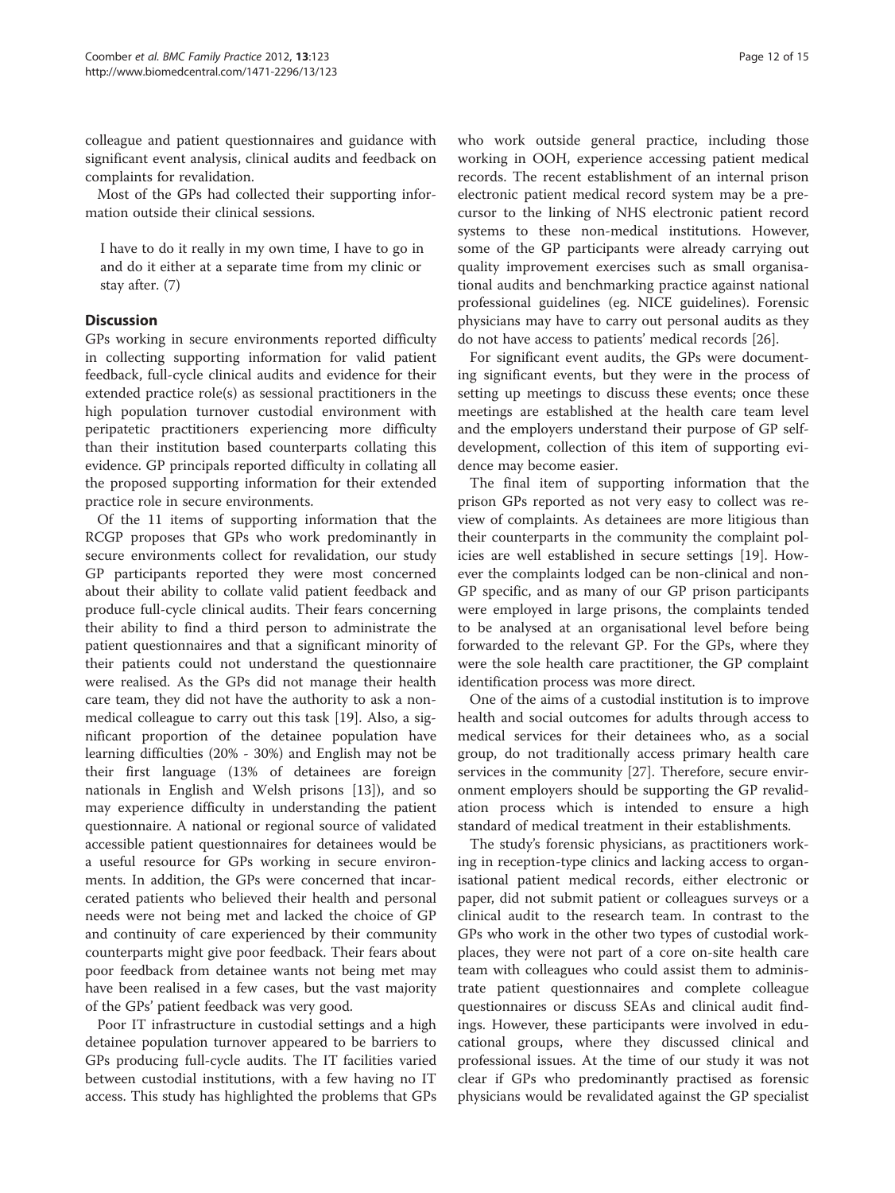colleague and patient questionnaires and guidance with significant event analysis, clinical audits and feedback on complaints for revalidation.

Most of the GPs had collected their supporting information outside their clinical sessions.

> I have to do it really in my own time, I have to go in and do it either at a separate time from my clinic or stay after. (7)

## Discussion

GPs working in secure environments reported difficulty in collecting supporting information for valid patient feedback, full-cycle clinical audits and evidence for their extended practice role(s) as sessional practitioners in the high population turnover custodial environment with peripatetic practitioners experiencing more difficulty than their institution based counterparts collating this evidence. GP principals reported difficulty in collating all the proposed supporting information for their extended practice role in secure environments.

Of the 11 items of supporting information that the RCGP proposes that GPs who work predominantly in secure environments collect for revalidation, our study GP participants reported they were most concerned about their ability to collate valid patient feedback and produce full-cycle clinical audits. Their fears concerning their ability to find a third person to administrate the patient questionnaires and that a significant minority of their patients could not understand the questionnaire were realised. As the GPs did not manage their health care team, they did not have the authority to ask a non-medical colleague to carry out this task [19]. Also, a significant proportion of the detainee population have learning difficulties (20% - 30%) and English may not be their first language (13% of detainees are foreign nationals in English and Welsh prisons [13]), and so may experience difficulty in understanding the patient questionnaire. A national or regional source of validated accessible patient questionnaires for detainees would be a useful resource for GPs working in secure environments. In addition, the GPs were concerned that incarcerated patients who believed their health and personal needs were not being met and lacked the choice of GP and continuity of care experienced by their community counterparts might give poor feedback. Their fears about poor feedback from detainee wants not being met may have been realised in a few cases, but the vast majority of the GPs' patient feedback was very good.

Poor IT infrastructure in custodial settings and a high detainee population turnover appeared to be barriers to GPs producing full-cycle audits. The IT facilities varied between custodial institutions, with a few having no IT access. This study has highlighted the problems that GPs who work outside general practice, including those working in OOH, experience accessing patient medical records. The recent establishment of an internal prison electronic patient medical record system may be a precursor to the linking of NHS electronic patient record systems to these non-medical institutions. However, some of the GP participants were already carrying out quality improvement exercises such as small organisational audits and benchmarking practice against national professional guidelines (eg. NICE guidelines). Forensic physicians may have to carry out personal audits as they do not have access to patients' medical records [26].

For significant event audits, the GPs were documenting significant events, but they were in the process of setting up meetings to discuss these events; once these meetings are established at the health care team level and the employers understand their purpose of GP self-development, collection of this item of supporting evidence may become easier.

The final item of supporting information that the prison GPs reported as not very easy to collect was review of complaints. As detainees are more litigious than their counterparts in the community the complaint policies are well established in secure settings [19]. However the complaints lodged can be non-clinical and non-GP specific, and as many of our GP prison participants were employed in large prisons, the complaints tended to be analysed at an organisational level before being forwarded to the relevant GP. For the GPs, where they were the sole health care practitioner, the GP complaint identification process was more direct.

One of the aims of a custodial institution is to improve health and social outcomes for adults through access to medical services for their detainees who, as a social group, do not traditionally access primary health care services in the community [27]. Therefore, secure environment employers should be supporting the GP revalidation process which is intended to ensure a high standard of medical treatment in their establishments.

The study's forensic physicians, as practitioners working in reception-type clinics and lacking access to organisational patient medical records, either electronic or paper, did not submit patient or colleagues surveys or a clinical audit to the research team. In contrast to the GPs who work in the other two types of custodial workplaces, they were not part of a core on-site health care team with colleagues who could assist them to administrate patient questionnaires and complete colleague questionnaires or discuss SEAs and clinical audit findings. However, these participants were involved in educational groups, where they discussed clinical and professional issues. At the time of our study it was not clear if GPs who predominantly practised as forensic physicians would be revalidated against the GP specialist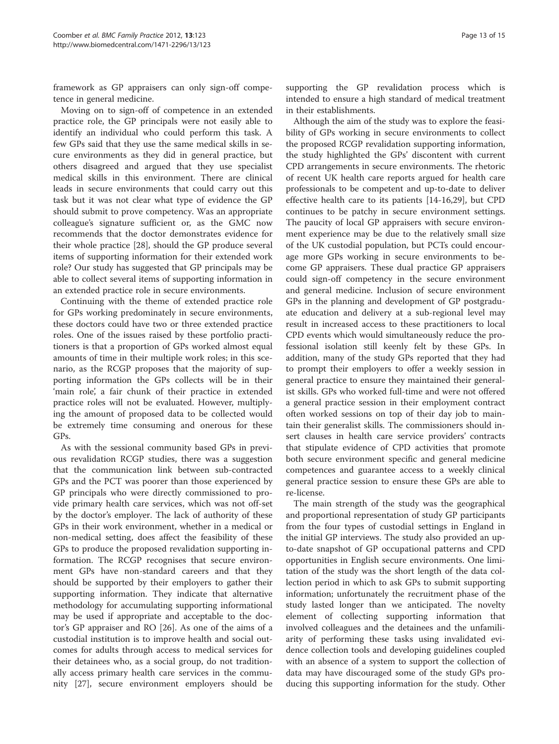framework as GP appraisers can only sign-off competence in general medicine.

Moving on to sign-off of competence in an extended practice role, the GP principals were not easily able to identify an individual who could perform this task. A few GPs said that they use the same medical skills in secure environments as they did in general practice, but others disagreed and argued that they use specialist medical skills in this environment. There are clinical leads in secure environments that could carry out this task but it was not clear what type of evidence the GP should submit to prove competency. Was an appropriate colleague's signature sufficient or, as the GMC now recommends that the doctor demonstrates evidence for their whole practice [28], should the GP produce several items of supporting information for their extended work role? Our study has suggested that GP principals may be able to collect several items of supporting information in an extended practice role in secure environments.

Continuing with the theme of extended practice role for GPs working predominately in secure environments, these doctors could have two or three extended practice roles. One of the issues raised by these portfolio practitioners is that a proportion of GPs worked almost equal amounts of time in their multiple work roles; in this scenario, as the RCGP proposes that the majority of supporting information the GPs collects will be in their 'main role', a fair chunk of their practice in extended practice roles will not be evaluated. However, multiplying the amount of proposed data to be collected would be extremely time consuming and onerous for these GPs.

As with the sessional community based GPs in previous revalidation RCGP studies, there was a suggestion that the communication link between sub-contracted GPs and the PCT was poorer than those experienced by GP principals who were directly commissioned to provide primary health care services, which was not off-set by the doctor's employer. The lack of authority of these GPs in their work environment, whether in a medical or non-medical setting, does affect the feasibility of these GPs to produce the proposed revalidation supporting information. The RCGP recognises that secure environment GPs have non-standard careers and that they should be supported by their employers to gather their supporting information. They indicate that alternative methodology for accumulating supporting informational may be used if appropriate and acceptable to the doctor's GP appraiser and RO [26]. As one of the aims of a custodial institution is to improve health and social outcomes for adults through access to medical services for their detainees who, as a social group, do not traditionally access primary health care services in the community [27], secure environment employers should be supporting the GP revalidation process which is intended to ensure a high standard of medical treatment in their establishments.

Although the aim of the study was to explore the feasibility of GPs working in secure environments to collect the proposed RCGP revalidation supporting information, the study highlighted the GPs' discontent with current CPD arrangements in secure environments. The rhetoric of recent UK health care reports argued for health care professionals to be competent and up-to-date to deliver effective health care to its patients [14-16,29], but CPD continues to be patchy in secure environment settings. The paucity of local GP appraisers with secure environment experience may be due to the relatively small size of the UK custodial population, but PCTs could encourage more GPs working in secure environments to become GP appraisers. These dual practice GP appraisers could sign-off competency in the secure environment and general medicine. Inclusion of secure environment GPs in the planning and development of GP postgraduate education and delivery at a sub-regional level may result in increased access to these practitioners to local CPD events which would simultaneously reduce the professional isolation still keenly felt by these GPs. In addition, many of the study GPs reported that they had to prompt their employers to offer a weekly session in general practice to ensure they maintained their generalist skills. GPs who worked full-time and were not offered a general practice session in their employment contract often worked sessions on top of their day job to maintain their generalist skills. The commissioners should insert clauses in health care service providers' contracts that stipulate evidence of CPD activities that promote both secure environment specific and general medicine competences and guarantee access to a weekly clinical general practice session to ensure these GPs are able to re-license.

The main strength of the study was the geographical and proportional representation of study GP participants from the four types of custodial settings in England in the initial GP interviews. The study also provided an up-to-date snapshot of GP occupational patterns and CPD opportunities in English secure environments. One limitation of the study was the short length of the data collection period in which to ask GPs to submit supporting information; unfortunately the recruitment phase of the study lasted longer than we anticipated. The novelty element of collecting supporting information that involved colleagues and the detainees and the unfamiliarity of performing these tasks using invalidated evidence collection tools and developing guidelines coupled with an absence of a system to support the collection of data may have discouraged some of the study GPs producing this supporting information for the study. Other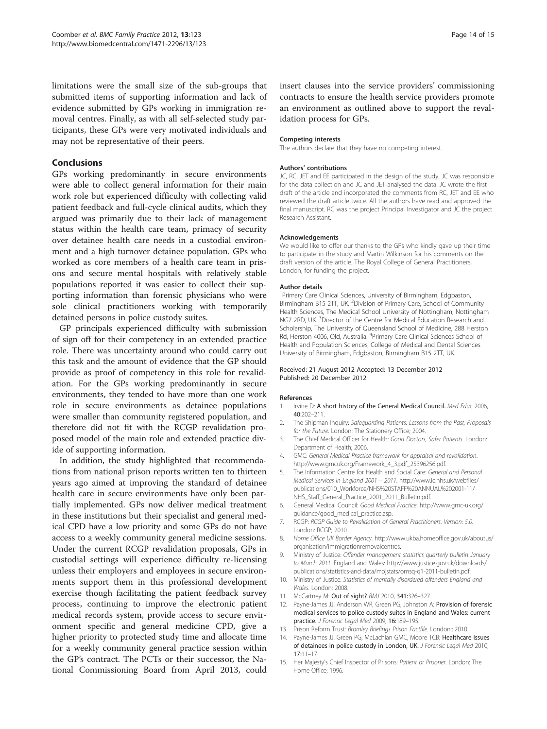limitations were the small size of the sub-groups that submitted items of supporting information and lack of evidence submitted by GPs working in immigration removal centres. Finally, as with all self-selected study participants, these GPs were very motivated individuals and may not be representative of their peers.

## Conclusions

GPs working predominantly in secure environments were able to collect general information for their main work role but experienced difficulty with collecting valid patient feedback and full-cycle clinical audits, which they argued was primarily due to their lack of management status within the health care team, primacy of security over detainee health care needs in a custodial environment and a high turnover detainee population. GPs who worked as core members of a health care team in prisons and secure mental hospitals with relatively stable populations reported it was easier to collect their supporting information than forensic physicians who were sole clinical practitioners working with temporarily detained persons in police custody suites.

GP principals experienced difficulty with submission of sign off for their competency in an extended practice role. There was uncertainty around who could carry out this task and the amount of evidence that the GP should provide as proof of competency in this role for revalidation. For the GPs working predominantly in secure environments, they tended to have more than one work role in secure environments as detainee populations were smaller than community registered population, and therefore did not fit with the RCGP revalidation proposed model of the main role and extended practice divide of supporting information.

In addition, the study highlighted that recommendations from national prison reports written ten to thirteen years ago aimed at improving the standard of detainee health care in secure environments have only been partially implemented. GPs now deliver medical treatment in these institutions but their specialist and general medical CPD have a low priority and some GPs do not have access to a weekly community general medicine sessions. Under the current RCGP revalidation proposals, GPs in custodial settings will experience difficulty re-licensing unless their employers and employees in secure environments support them in this professional development exercise though facilitating the patient feedback survey process, continuing to improve the electronic patient medical records system, provide access to secure environment specific and general medicine CPD, give a higher priority to protected study time and allocate time for a weekly community general practice session within the GP's contract. The PCTs or their successor, the National Commissioning Board from April 2013, could insert clauses into the service providers' commissioning contracts to ensure the health service providers promote an environment as outlined above to support the revalidation process for GPs.

#### Competing interests

The authors declare that they have no competing interest.

#### Authors' contributions

JC, RC, JET and EE participated in the design of the study. JC was responsible for the data collection and JC and JET analysed the data. JC wrote the first draft of the article and incorporated the comments from RC, JET and EE who reviewed the draft article twice. All the authors have read and approved the final manuscript. RC was the project Principal Investigator and JC the project Research Assistant.

#### Acknowledgements

We would like to offer our thanks to the GPs who kindly gave up their time to participate in the study and Martin Wilkinson for his comments on the draft version of the article. The Royal College of General Practitioners, London, for funding the project.

#### Author details

[1]Primary Care Clinical Sciences, University of Birmingham, Edgbaston, Birmingham B15 2TT, UK. [2]Division of Primary Care, School of Community Health Sciences, The Medical School University of Nottingham, Nottingham NG7 2RD, UK. [3]Director of the Centre for Medical Education Research and Scholarship, The University of Queensland School of Medicine, 288 Herston Rd, Herston 4006, Qld, Australia. [4]Primary Care Clinical Sciences School of Health and Population Sciences, College of Medical and Dental Sciences University of Birmingham, Edgbaston, Birmingham B15 2TT, UK.

Received: 21 August 2012 Accepted: 13 December 2012
Published: 20 December 2012

#### References

1. Irvine D: **A short history of the General Medical Council.** *Med Educ* 2006, **40:**202–211.
2. The Shipman Inquiry: *Safeguarding Patients: Lessons from the Past, Proposals for the Future*. London: The Stationery Office; 2004.
3. The Chief Medical Officer for Health: *Good Doctors, Safer Patients*. London: Department of Health; 2006.
4. GMC: *General Medical Practice framework for appraisal and revalidation*. http://www.gmcuk.org/Framework_4_3.pdf_25396256.pdf.
5. The Information Centre for Health and Social Care: *General and Personal Medical Services in England 2001 – 2011*. http://www.ic.nhs.uk/webfiles/publications/010_Workforce/NHS%20STAFF%20ANNUAL%202001-11/NHS_Staff_General_Practice_2001_2011_Bulletin.pdf.
6. General Medical Council: *Good Medical Practice*. http://www.gmc-uk.org/guidance/good_medical_practice.asp.
7. RCGP: *RCGP Guide to Revalidation of General Practitioners. Version: 5.0*. London: RCGP; 2010.
8. *Home Office UK Border Agency*. http://www.ukba.homeoffice.gov.uk/aboutus/organisation/immigrationremovalcentres.
9. Ministry of Justice: *Offender management statistics quarterly bulletin January to March 2011*. England and Wales: http://www.justice.gov.uk/downloads/publications/statistics-and-data/mojstats/omsq-q1-2011-bulletin.pdf.
10. Ministry of Justice: *Statistics of mentally disordered offenders England and Wales*. London: 2008.
11. McCartney M: **Out of sight?** *BMJ* 2010, **341:**326–327.
12. Payne-James JJ, Anderson WR, Green PG, Johnston A: **Provision of forensic medical services to police custody suites in England and Wales: current practice.** *J Forensic Legal Med* 2009, **16:**189–195.
13. Prison Reform Trust: *Bromley Briefings Prison Factfile*. London:; 2010.
14. Payne-James JJ, Green PG, McLachlan GMC, Moore TCB: **Healthcare issues of detainees in police custody in London, UK.** *J Forensic Legal Med* 2010, **17:**11–17.
15. Her Majesty's Chief Inspector of Prisons: *Patient or Prisoner*. London: The Home Office; 1996.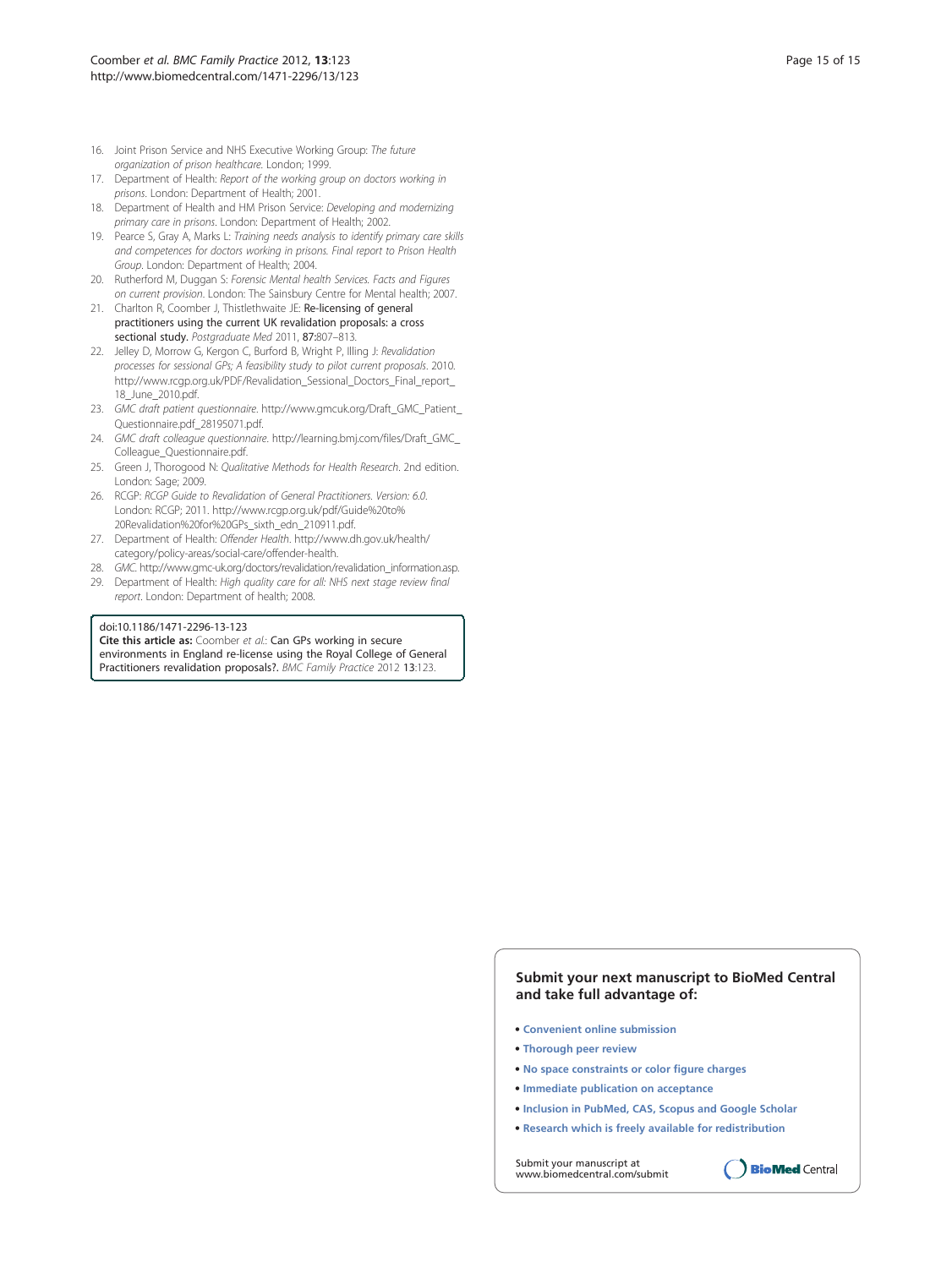16. Joint Prison Service and NHS Executive Working Group: *The future organization of prison healthcare*. London; 1999.
17. Department of Health: *Report of the working group on doctors working in prisons*. London: Department of Health; 2001.
18. Department of Health and HM Prison Service: *Developing and modernizing primary care in prisons*. London: Department of Health; 2002.
19. Pearce S, Gray A, Marks L: *Training needs analysis to identify primary care skills and competences for doctors working in prisons. Final report to Prison Health Group*. London: Department of Health; 2004.
20. Rutherford M, Duggan S: *Forensic Mental health Services. Facts and Figures on current provision*. London: The Sainsbury Centre for Mental health; 2007.
21. Charlton R, Coomber J, Thistlethwaite JE: **Re-licensing of general practitioners using the current UK revalidation proposals: a cross sectional study.** *Postgraduate Med* 2011, **87:**807–813.
22. Jelley D, Morrow G, Kergon C, Burford B, Wright P, Illing J: *Revalidation processes for sessional GPs; A feasibility study to pilot current proposals*. 2010. http://www.rcgp.org.uk/PDF/Revalidation_Sessional_Doctors_Final_report_18_June_2010.pdf.
23. *GMC draft patient questionnaire*. http://www.gmcuk.org/Draft_GMC_Patient_Questionnaire.pdf_28195071.pdf.
24. *GMC draft colleague questionnaire*. http://learning.bmj.com/files/Draft_GMC_Colleague_Questionnaire.pdf.
25. Green J, Thorogood N: *Qualitative Methods for Health Research*. 2nd edition. London: Sage; 2009.
26. RCGP: *RCGP Guide to Revalidation of General Practitioners. Version: 6.0*. London: RCGP; 2011. http://www.rcgp.org.uk/pdf/Guide%20to%20Revalidation%20for%20GPs_sixth_edn_210911.pdf.
27. Department of Health: *Offender Health*. http://www.dh.gov.uk/health/category/policy-areas/social-care/offender-health.
28. *GMC*. http://www.gmc-uk.org/doctors/revalidation/revalidation_information.asp.
29. Department of Health: *High quality care for all: NHS next stage review final report*. London: Department of health; 2008.

doi:10.1186/1471-2296-13-123
**Cite this article as:** Coomber *et al.*: Can GPs working in secure environments in England re-license using the Royal College of General Practitioners revalidation proposals?. *BMC Family Practice* 2012 **13**:123.

**Submit your next manuscript to BioMed Central and take full advantage of:**

- **Convenient online submission**
- **Thorough peer review**
- **No space constraints or color figure charges**
- **Immediate publication on acceptance**
- **Inclusion in PubMed, CAS, Scopus and Google Scholar**
- **Research which is freely available for redistribution**

Submit your manuscript at
www.biomedcentral.com/submit

BioMed Central